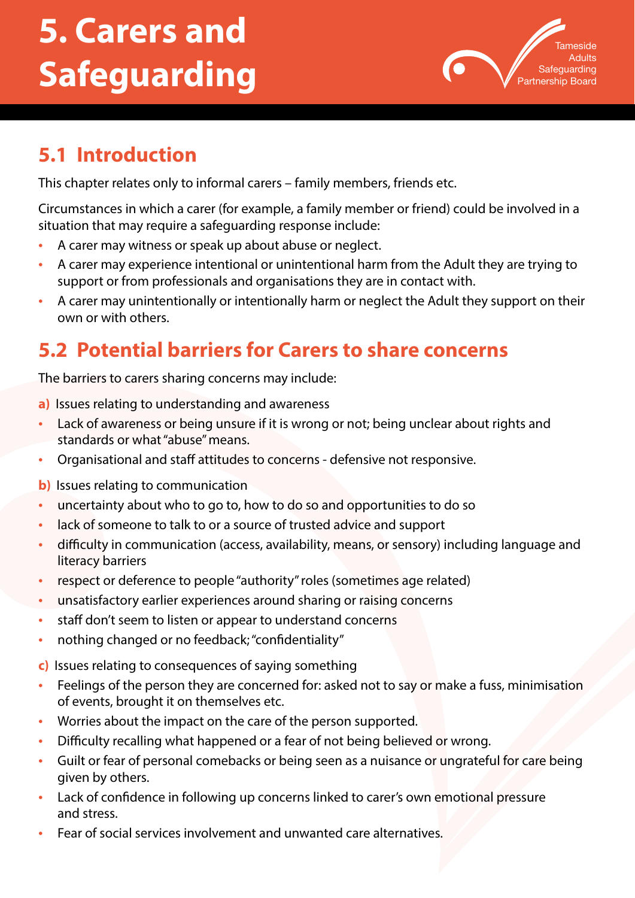# 5. Carers and Safeguarding

## 5.1 Introduction

This chapter relates only to informal carers – family members, friends etc.

Circumstances in which a carer (for example, a family member or friend) could be involved in a situation that may require a safeguarding response include:

- A carer may witness or speak up about abuse or neglect.
- A carer may experience intentional or unintentional harm from the Adult they are trying to support or from professionals and organisations they are in contact with.
- A carer may unintentionally or intentionally harm or neglect the Adult they support on their own or with others.

## 5.2 Potential barriers for Carers to share concerns

The barriers to carers sharing concerns may include:

**a)** Issues relating to understanding and awareness

- Lack of awareness or being unsure if it is wrong or not; being unclear about rights and standards or what "abuse" means.
- Organisational and staff attitudes to concerns - defensive not responsive.

**b)** Issues relating to communication

- uncertainty about who to go to, how to do so and opportunities to do so
- lack of someone to talk to or a source of trusted advice and support
- difficulty in communication (access, availability, means, or sensory) including language and literacy barriers
- respect or deference to people "authority" roles (sometimes age related)
- unsatisfactory earlier experiences around sharing or raising concerns
- staff don't seem to listen or appear to understand concerns
- nothing changed or no feedback; "confidentiality"

**c)** Issues relating to consequences of saying something

- Feelings of the person they are concerned for: asked not to say or make a fuss, minimisation of events, brought it on themselves etc.
- Worries about the impact on the care of the person supported.
- Difficulty recalling what happened or a fear of not being believed or wrong.
- Guilt or fear of personal comebacks or being seen as a nuisance or ungrateful for care being given by others.
- Lack of confidence in following up concerns linked to carer's own emotional pressure and stress.
- Fear of social services involvement and unwanted care alternatives.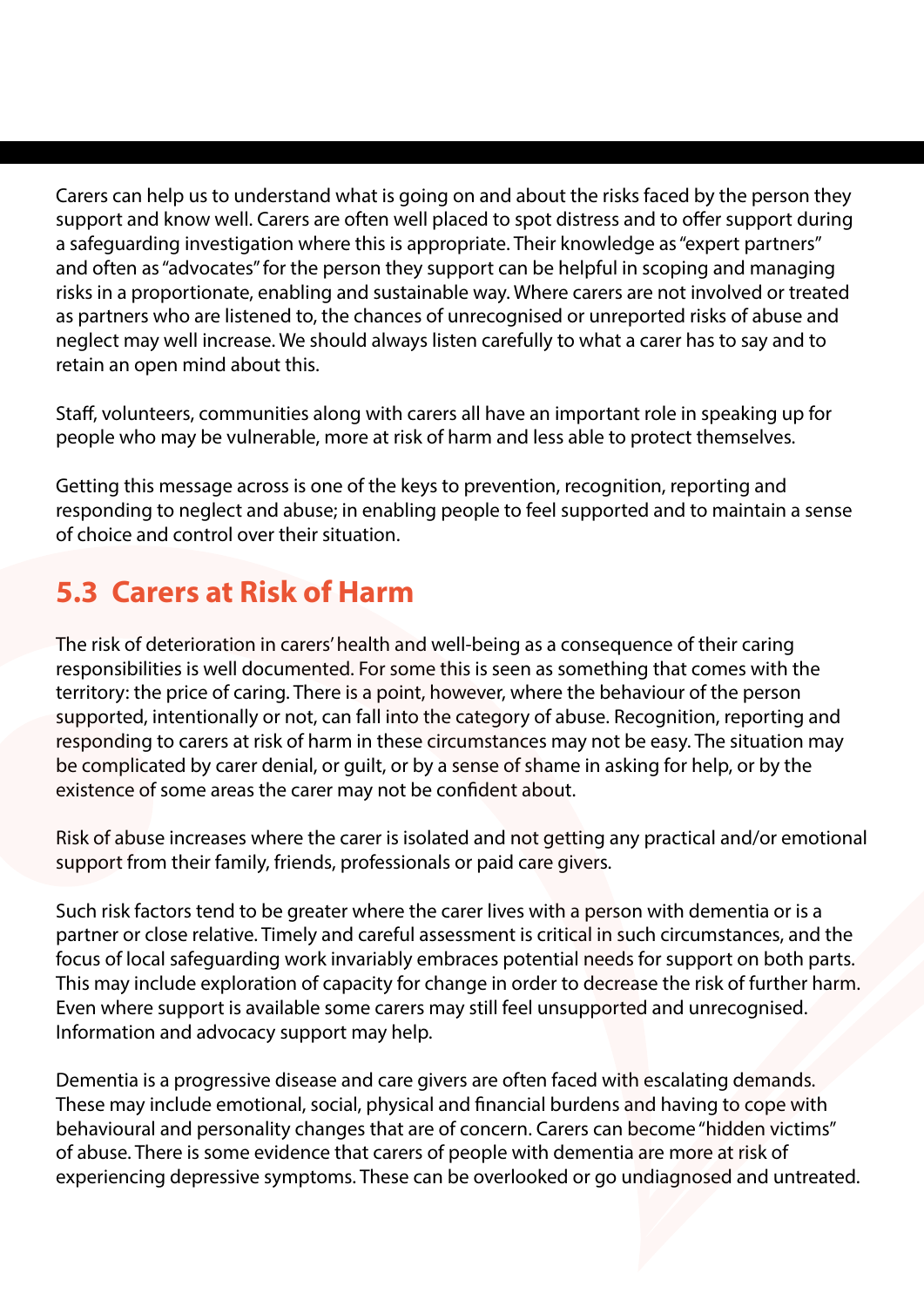Carers can help us to understand what is going on and about the risks faced by the person they support and know well. Carers are often well placed to spot distress and to offer support during a safeguarding investigation where this is appropriate. Their knowledge as "expert partners" and often as "advocates" for the person they support can be helpful in scoping and managing risks in a proportionate, enabling and sustainable way. Where carers are not involved or treated as partners who are listened to, the chances of unrecognised or unreported risks of abuse and neglect may well increase. We should always listen carefully to what a carer has to say and to retain an open mind about this.

Staff, volunteers, communities along with carers all have an important role in speaking up for people who may be vulnerable, more at risk of harm and less able to protect themselves.

Getting this message across is one of the keys to prevention, recognition, reporting and responding to neglect and abuse; in enabling people to feel supported and to maintain a sense of choice and control over their situation.

## 5.3 Carers at Risk of Harm

The risk of deterioration in carers' health and well-being as a consequence of their caring responsibilities is well documented. For some this is seen as something that comes with the territory: the price of caring. There is a point, however, where the behaviour of the person supported, intentionally or not, can fall into the category of abuse. Recognition, reporting and responding to carers at risk of harm in these circumstances may not be easy. The situation may be complicated by carer denial, or guilt, or by a sense of shame in asking for help, or by the existence of some areas the carer may not be confident about.

Risk of abuse increases where the carer is isolated and not getting any practical and/or emotional support from their family, friends, professionals or paid care givers.

Such risk factors tend to be greater where the carer lives with a person with dementia or is a partner or close relative. Timely and careful assessment is critical in such circumstances, and the focus of local safeguarding work invariably embraces potential needs for support on both parts. This may include exploration of capacity for change in order to decrease the risk of further harm. Even where support is available some carers may still feel unsupported and unrecognised. Information and advocacy support may help.

Dementia is a progressive disease and care givers are often faced with escalating demands. These may include emotional, social, physical and financial burdens and having to cope with behavioural and personality changes that are of concern. Carers can become "hidden victims" of abuse. There is some evidence that carers of people with dementia are more at risk of experiencing depressive symptoms. These can be overlooked or go undiagnosed and untreated.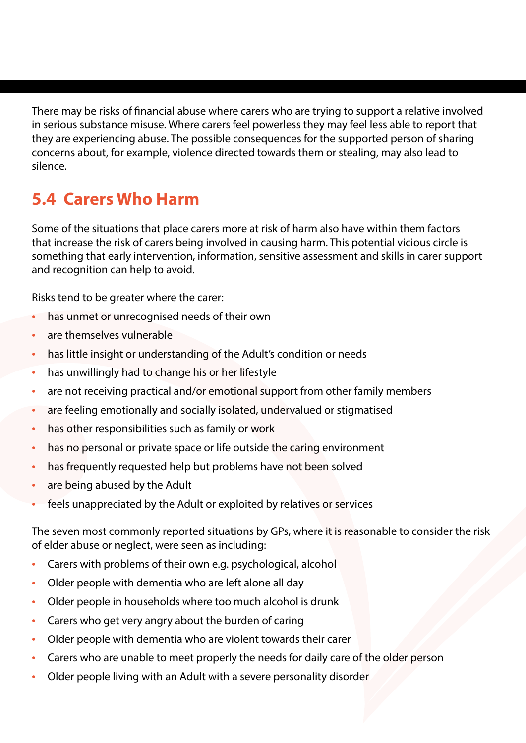There may be risks of financial abuse where carers who are trying to support a relative involved in serious substance misuse. Where carers feel powerless they may feel less able to report that they are experiencing abuse. The possible consequences for the supported person of sharing concerns about, for example, violence directed towards them or stealing, may also lead to silence.

## 5.4 Carers Who Harm

Some of the situations that place carers more at risk of harm also have within them factors that increase the risk of carers being involved in causing harm. This potential vicious circle is something that early intervention, information, sensitive assessment and skills in carer support and recognition can help to avoid.

Risks tend to be greater where the carer:

- has unmet or unrecognised needs of their own
- are themselves vulnerable
- has little insight or understanding of the Adult's condition or needs
- has unwillingly had to change his or her lifestyle
- are not receiving practical and/or emotional support from other family members
- are feeling emotionally and socially isolated, undervalued or stigmatised
- has other responsibilities such as family or work
- has no personal or private space or life outside the caring environment
- has frequently requested help but problems have not been solved
- are being abused by the Adult
- feels unappreciated by the Adult or exploited by relatives or services

The seven most commonly reported situations by GPs, where it is reasonable to consider the risk of elder abuse or neglect, were seen as including:

- Carers with problems of their own e.g. psychological, alcohol
- Older people with dementia who are left alone all day
- Older people in households where too much alcohol is drunk
- Carers who get very angry about the burden of caring
- Older people with dementia who are violent towards their carer
- Carers who are unable to meet properly the needs for daily care of the older person
- Older people living with an Adult with a severe personality disorder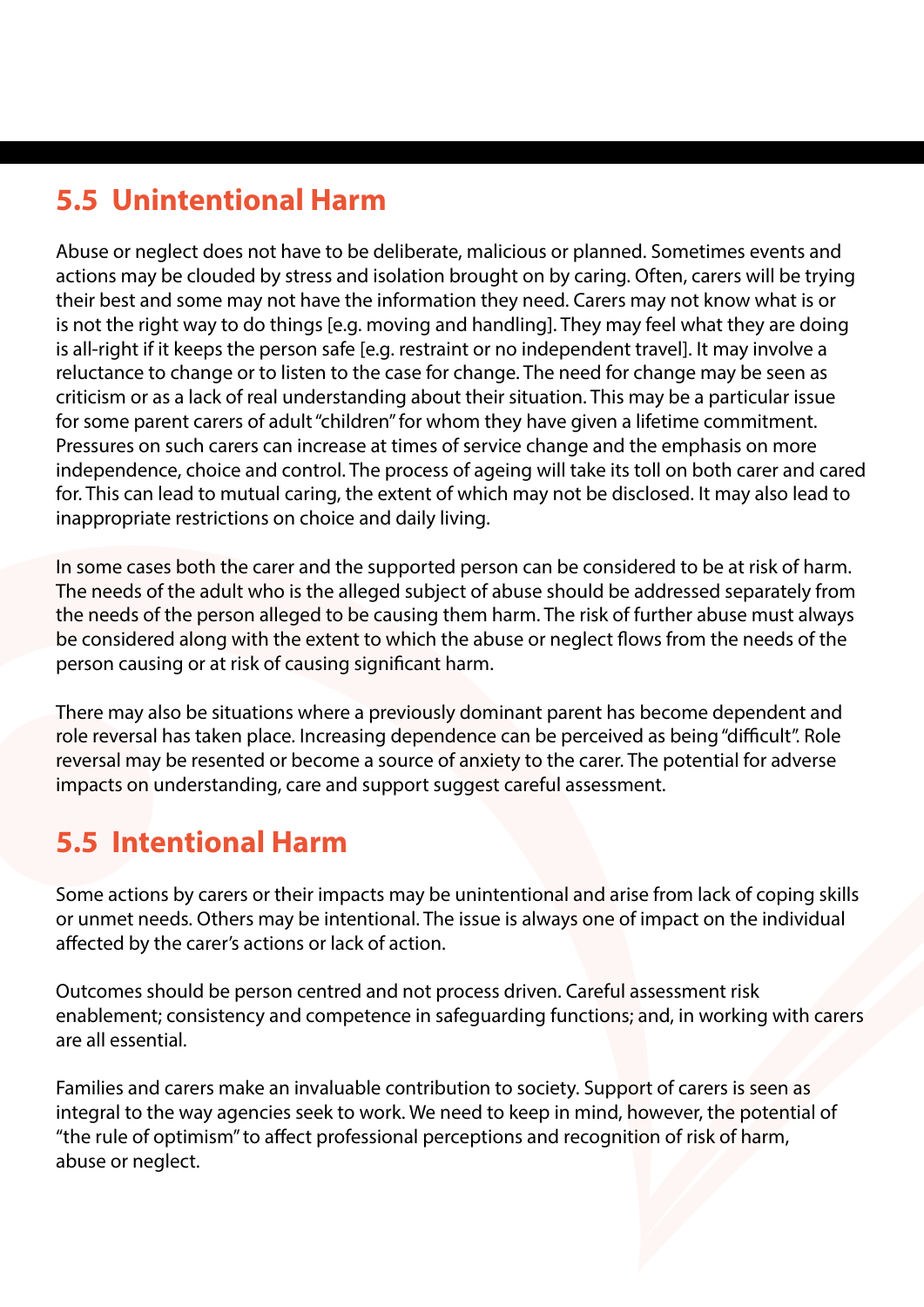## 5.5 Unintentional Harm

Abuse or neglect does not have to be deliberate, malicious or planned. Sometimes events and actions may be clouded by stress and isolation brought on by caring. Often, carers will be trying their best and some may not have the information they need. Carers may not know what is or is not the right way to do things [e.g. moving and handling]. They may feel what they are doing is all-right if it keeps the person safe [e.g. restraint or no independent travel]. It may involve a reluctance to change or to listen to the case for change. The need for change may be seen as criticism or as a lack of real understanding about their situation. This may be a particular issue for some parent carers of adult "children" for whom they have given a lifetime commitment. Pressures on such carers can increase at times of service change and the emphasis on more independence, choice and control. The process of ageing will take its toll on both carer and cared for. This can lead to mutual caring, the extent of which may not be disclosed. It may also lead to inappropriate restrictions on choice and daily living.

In some cases both the carer and the supported person can be considered to be at risk of harm. The needs of the adult who is the alleged subject of abuse should be addressed separately from the needs of the person alleged to be causing them harm. The risk of further abuse must always be considered along with the extent to which the abuse or neglect flows from the needs of the person causing or at risk of causing significant harm.

There may also be situations where a previously dominant parent has become dependent and role reversal has taken place. Increasing dependence can be perceived as being "difficult". Role reversal may be resented or become a source of anxiety to the carer. The potential for adverse impacts on understanding, care and support suggest careful assessment.

## 5.5 Intentional Harm

Some actions by carers or their impacts may be unintentional and arise from lack of coping skills or unmet needs. Others may be intentional. The issue is always one of impact on the individual affected by the carer's actions or lack of action.

Outcomes should be person centred and not process driven. Careful assessment risk enablement; consistency and competence in safeguarding functions; and, in working with carers are all essential.

Families and carers make an invaluable contribution to society. Support of carers is seen as integral to the way agencies seek to work. We need to keep in mind, however, the potential of "the rule of optimism" to affect professional perceptions and recognition of risk of harm, abuse or neglect.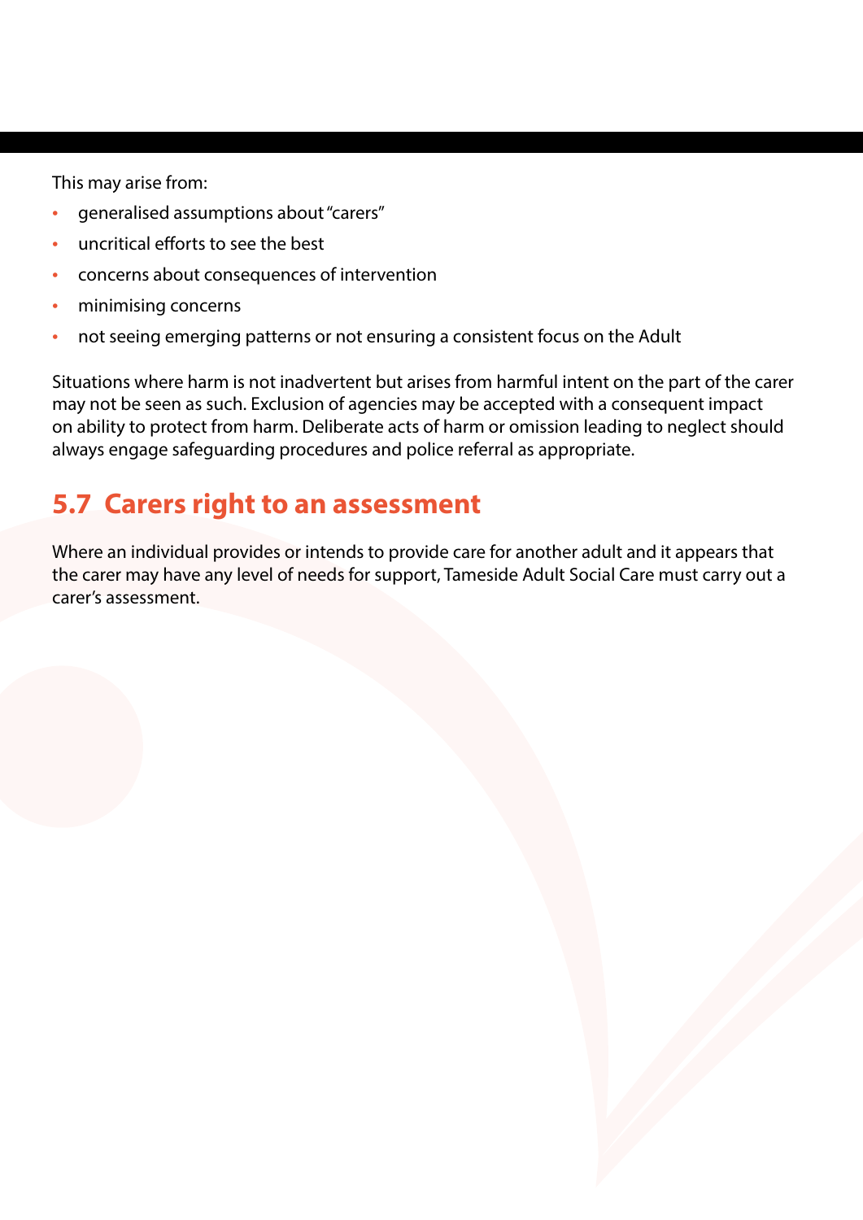This may arise from:

- generalised assumptions about "carers"
- uncritical efforts to see the best
- concerns about consequences of intervention
- minimising concerns
- not seeing emerging patterns or not ensuring a consistent focus on the Adult

Situations where harm is not inadvertent but arises from harmful intent on the part of the carer may not be seen as such. Exclusion of agencies may be accepted with a consequent impact on ability to protect from harm. Deliberate acts of harm or omission leading to neglect should always engage safeguarding procedures and police referral as appropriate.

## 5.7 Carers right to an assessment

Where an individual provides or intends to provide care for another adult and it appears that the carer may have any level of needs for support, Tameside Adult Social Care must carry out a carer's assessment.